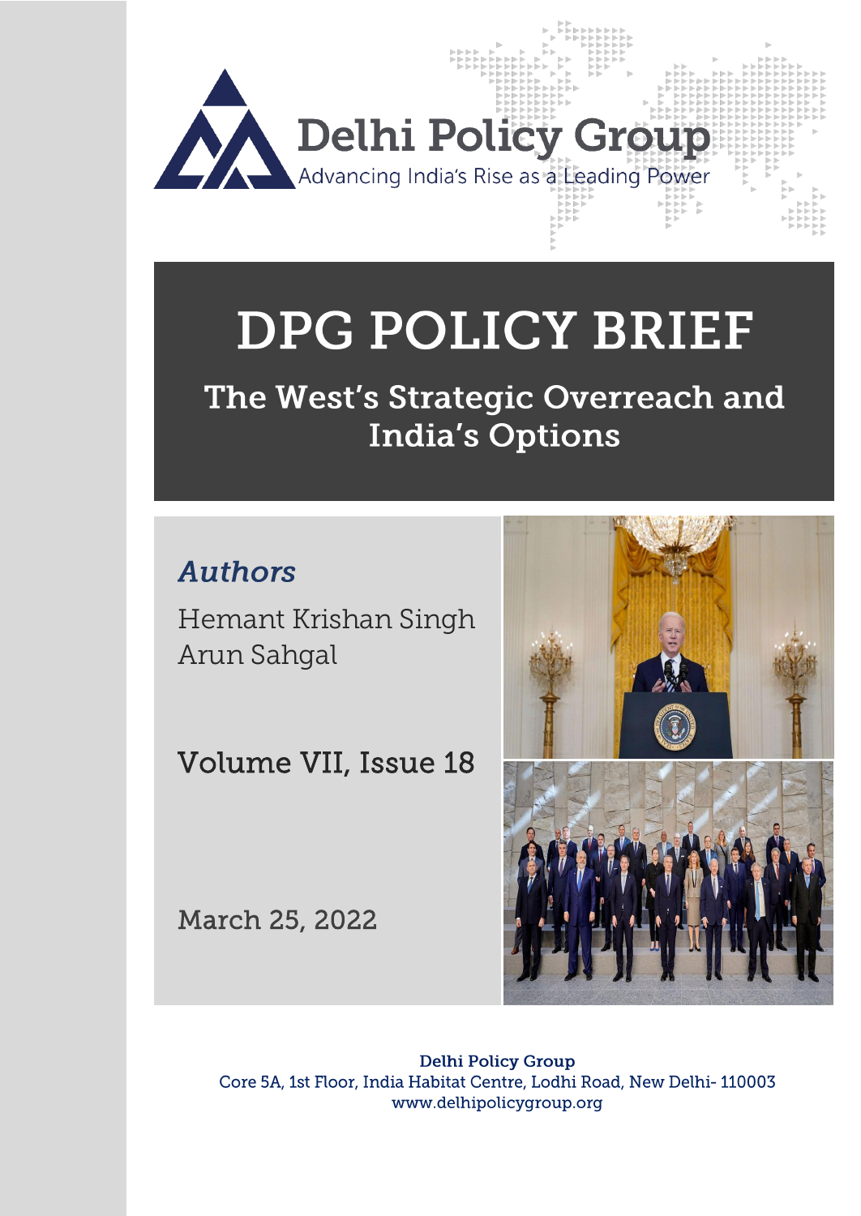Delhi Policy Group

Advancing India's Rise as a Leading Power

# DPG POLICY BRIEF

## The West's Strategic Overreach and India's Options

*Authors*

Hemant Krishan Singh

Arun Sahgal

Volume VII, Issue 18

March 25, 2022

**Delhi Policy Group**

Core 5A, 1st Floor, India Habitat Centre, Lodhi Road, New Delhi- 110003

www.delhipolicygroup.org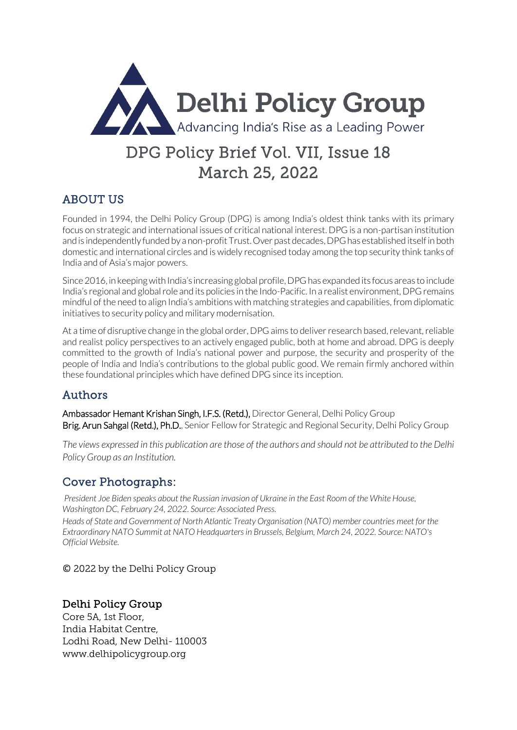# Delhi Policy Group

Advancing India's Rise as a Leading Power

## DPG Policy Brief Vol. VII, Issue 18
## March 25, 2022

## ABOUT US

Founded in 1994, the Delhi Policy Group (DPG) is among India's oldest think tanks with its primary focus on strategic and international issues of critical national interest. DPG is a non-partisan institution and is independently funded by a non-profit Trust. Over past decades, DPG has established itself in both domestic and international circles and is widely recognised today among the top security think tanks of India and of Asia's major powers.

Since 2016, in keeping with India's increasing global profile, DPG has expanded its focus areas to include India's regional and global role and its policies in the Indo-Pacific. In a realist environment, DPG remains mindful of the need to align India's ambitions with matching strategies and capabilities, from diplomatic initiatives to security policy and military modernisation.

At a time of disruptive change in the global order, DPG aims to deliver research based, relevant, reliable and realist policy perspectives to an actively engaged public, both at home and abroad. DPG is deeply committed to the growth of India's national power and purpose, the security and prosperity of the people of India and India's contributions to the global public good. We remain firmly anchored within these foundational principles which have defined DPG since its inception.

## Authors

**Ambassador Hemant Krishan Singh, I.F.S. (Retd.),** Director General, Delhi Policy Group
**Brig. Arun Sahgal (Retd.), Ph.D.**, Senior Fellow for Strategic and Regional Security, Delhi Policy Group

*The views expressed in this publication are those of the authors and should not be attributed to the Delhi Policy Group as an Institution.*

## Cover Photographs:

*President Joe Biden speaks about the Russian invasion of Ukraine in the East Room of the White House, Washington DC, February 24, 2022. Source: Associated Press.*

*Heads of State and Government of North Atlantic Treaty Organisation (NATO) member countries meet for the Extraordinary NATO Summit at NATO Headquarters in Brussels, Belgium, March 24, 2022. Source: NATO's Official Website.*

© 2022 by the Delhi Policy Group

**Delhi Policy Group**
Core 5A, 1st Floor,
India Habitat Centre,
Lodhi Road, New Delhi- 110003
www.delhipolicygroup.org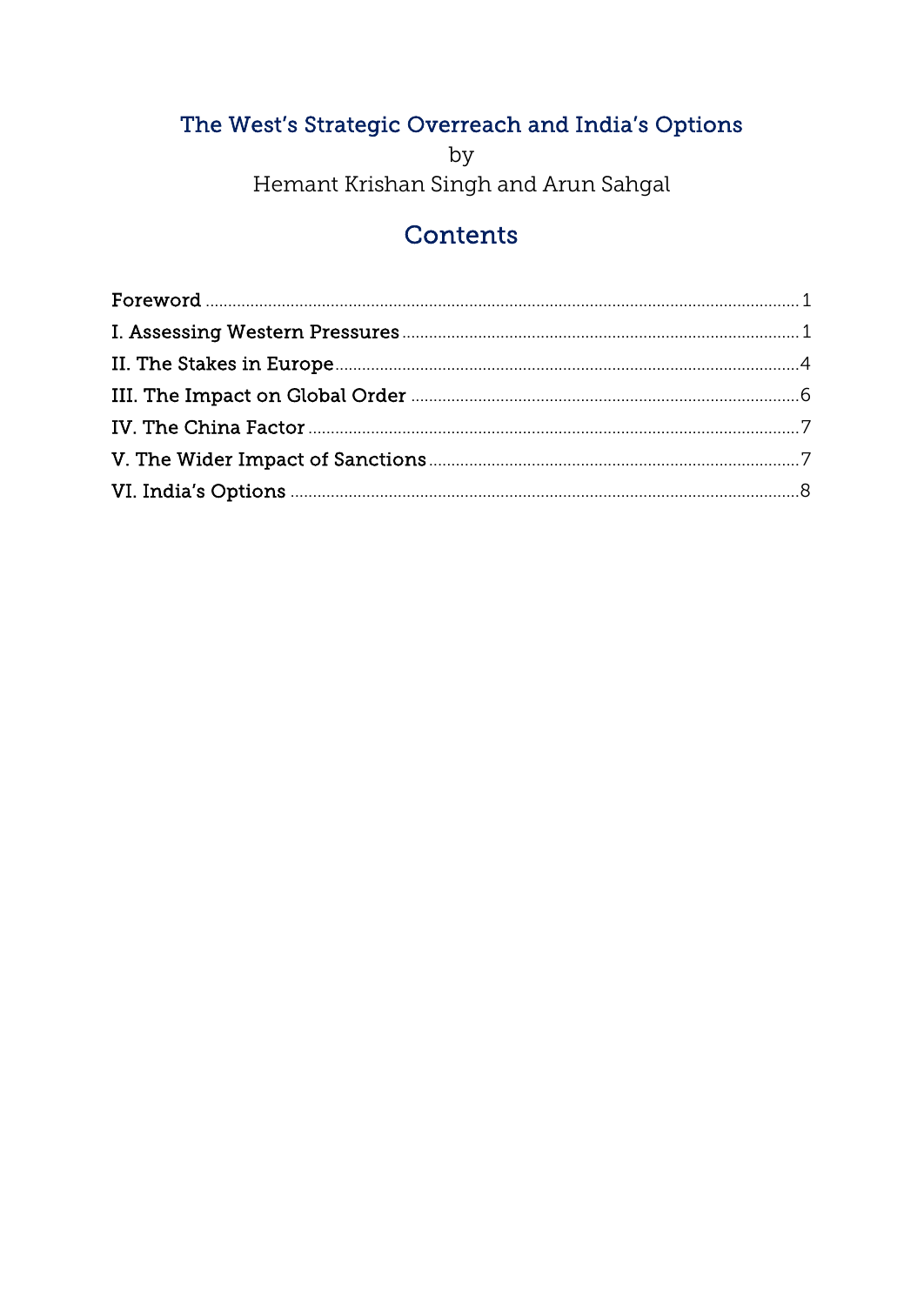# The West's Strategic Overreach and India's Options

by

Hemant Krishan Singh and Arun Sahgal

## Contents

Foreword ........ 1

I. Assessing Western Pressures ........ 1

II. The Stakes in Europe ........ 4

III. The Impact on Global Order ........ 6

IV. The China Factor ........ 7

V. The Wider Impact of Sanctions ........ 7

VI. India's Options ........ 8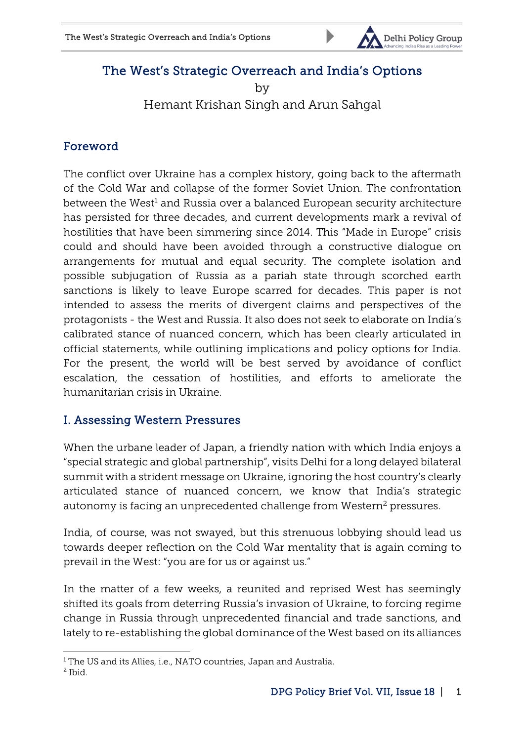# The West's Strategic Overreach and India's Options

by

Hemant Krishan Singh and Arun Sahgal

## Foreword

The conflict over Ukraine has a complex history, going back to the aftermath of the Cold War and collapse of the former Soviet Union. The confrontation between the West[1] and Russia over a balanced European security architecture has persisted for three decades, and current developments mark a revival of hostilities that have been simmering since 2014. This "Made in Europe" crisis could and should have been avoided through a constructive dialogue on arrangements for mutual and equal security. The complete isolation and possible subjugation of Russia as a pariah state through scorched earth sanctions is likely to leave Europe scarred for decades. This paper is not intended to assess the merits of divergent claims and perspectives of the protagonists - the West and Russia. It also does not seek to elaborate on India's calibrated stance of nuanced concern, which has been clearly articulated in official statements, while outlining implications and policy options for India. For the present, the world will be best served by avoidance of conflict escalation, the cessation of hostilities, and efforts to ameliorate the humanitarian crisis in Ukraine.

## I. Assessing Western Pressures

When the urbane leader of Japan, a friendly nation with which India enjoys a "special strategic and global partnership", visits Delhi for a long delayed bilateral summit with a strident message on Ukraine, ignoring the host country's clearly articulated stance of nuanced concern, we know that India's strategic autonomy is facing an unprecedented challenge from Western[2] pressures.

India, of course, was not swayed, but this strenuous lobbying should lead us towards deeper reflection on the Cold War mentality that is again coming to prevail in the West: "you are for us or against us."

In the matter of a few weeks, a reunited and reprised West has seemingly shifted its goals from deterring Russia's invasion of Ukraine, to forcing regime change in Russia through unprecedented financial and trade sanctions, and lately to re-establishing the global dominance of the West based on its alliances

---

[1] The US and its Allies, i.e., NATO countries, Japan and Australia.

[2] Ibid.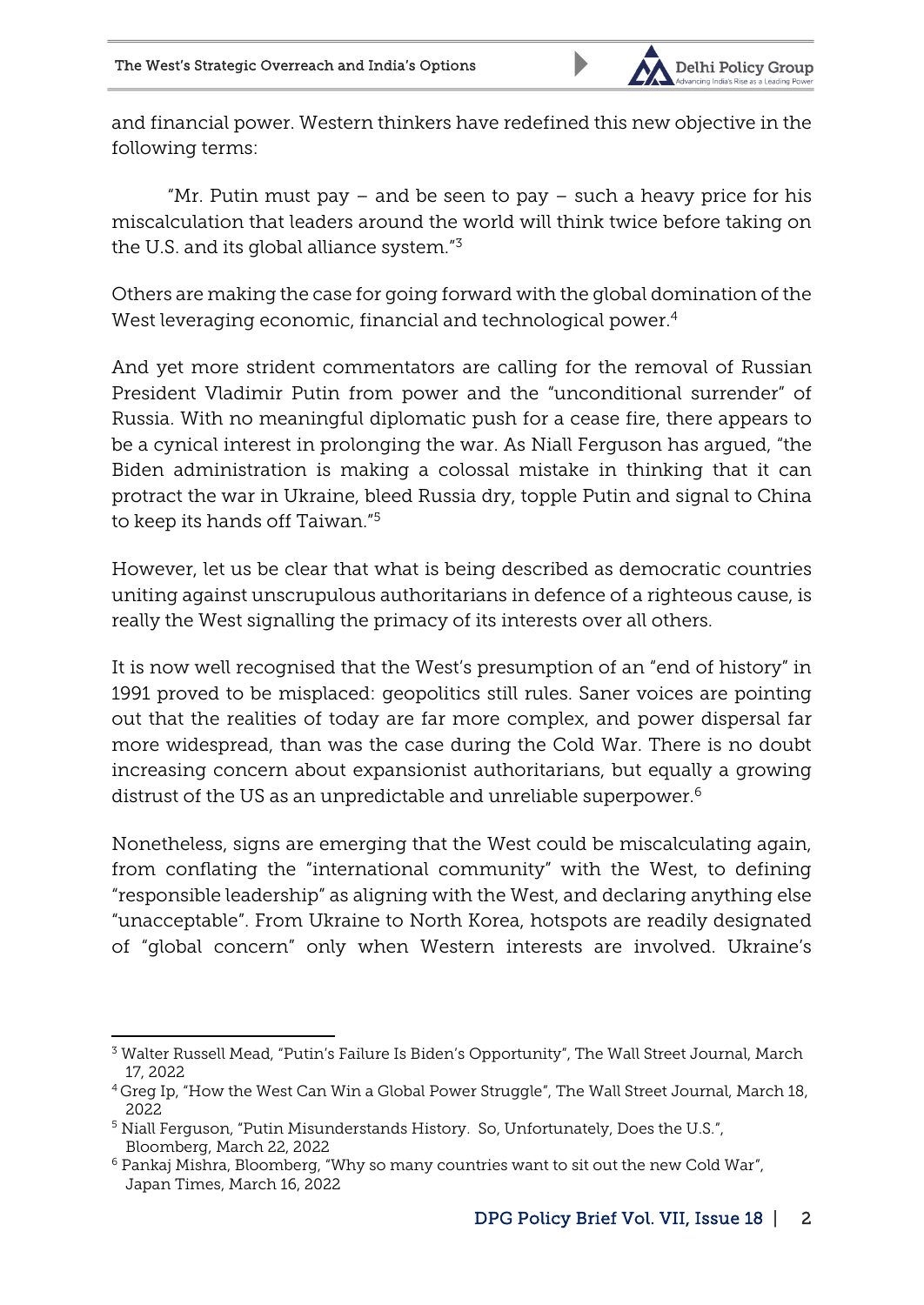and financial power. Western thinkers have redefined this new objective in the following terms:

"Mr. Putin must pay – and be seen to pay – such a heavy price for his miscalculation that leaders around the world will think twice before taking on the U.S. and its global alliance system."[3]

Others are making the case for going forward with the global domination of the West leveraging economic, financial and technological power.[4]

And yet more strident commentators are calling for the removal of Russian President Vladimir Putin from power and the "unconditional surrender" of Russia. With no meaningful diplomatic push for a cease fire, there appears to be a cynical interest in prolonging the war. As Niall Ferguson has argued, "the Biden administration is making a colossal mistake in thinking that it can protract the war in Ukraine, bleed Russia dry, topple Putin and signal to China to keep its hands off Taiwan."[5]

However, let us be clear that what is being described as democratic countries uniting against unscrupulous authoritarians in defence of a righteous cause, is really the West signalling the primacy of its interests over all others.

It is now well recognised that the West's presumption of an "end of history" in 1991 proved to be misplaced: geopolitics still rules. Saner voices are pointing out that the realities of today are far more complex, and power dispersal far more widespread, than was the case during the Cold War. There is no doubt increasing concern about expansionist authoritarians, but equally a growing distrust of the US as an unpredictable and unreliable superpower.[6]

Nonetheless, signs are emerging that the West could be miscalculating again, from conflating the "international community" with the West, to defining "responsible leadership" as aligning with the West, and declaring anything else "unacceptable". From Ukraine to North Korea, hotspots are readily designated of "global concern" only when Western interests are involved. Ukraine's

---

[3] Walter Russell Mead, "Putin's Failure Is Biden's Opportunity", The Wall Street Journal, March 17, 2022

[4] Greg Ip, "How the West Can Win a Global Power Struggle", The Wall Street Journal, March 18, 2022

[5] Niall Ferguson, "Putin Misunderstands History. So, Unfortunately, Does the U.S.", Bloomberg, March 22, 2022

[6] Pankaj Mishra, Bloomberg, "Why so many countries want to sit out the new Cold War", Japan Times, March 16, 2022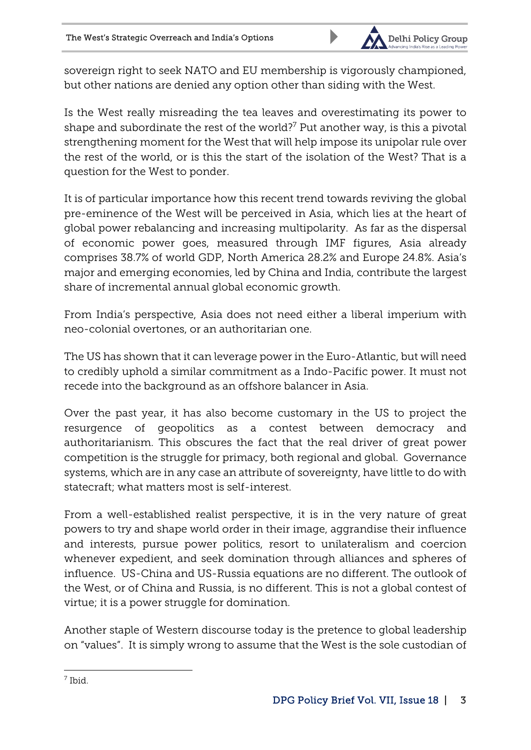sovereign right to seek NATO and EU membership is vigorously championed, but other nations are denied any option other than siding with the West.

Is the West really misreading the tea leaves and overestimating its power to shape and subordinate the rest of the world?[7] Put another way, is this a pivotal strengthening moment for the West that will help impose its unipolar rule over the rest of the world, or is this the start of the isolation of the West? That is a question for the West to ponder.

It is of particular importance how this recent trend towards reviving the global pre-eminence of the West will be perceived in Asia, which lies at the heart of global power rebalancing and increasing multipolarity. As far as the dispersal of economic power goes, measured through IMF figures, Asia already comprises 38.7% of world GDP, North America 28.2% and Europe 24.8%. Asia's major and emerging economies, led by China and India, contribute the largest share of incremental annual global economic growth.

From India's perspective, Asia does not need either a liberal imperium with neo-colonial overtones, or an authoritarian one.

The US has shown that it can leverage power in the Euro-Atlantic, but will need to credibly uphold a similar commitment as a Indo-Pacific power. It must not recede into the background as an offshore balancer in Asia.

Over the past year, it has also become customary in the US to project the resurgence of geopolitics as a contest between democracy and authoritarianism. This obscures the fact that the real driver of great power competition is the struggle for primacy, both regional and global. Governance systems, which are in any case an attribute of sovereignty, have little to do with statecraft; what matters most is self-interest.

From a well-established realist perspective, it is in the very nature of great powers to try and shape world order in their image, aggrandise their influence and interests, pursue power politics, resort to unilateralism and coercion whenever expedient, and seek domination through alliances and spheres of influence. US-China and US-Russia equations are no different. The outlook of the West, or of China and Russia, is no different. This is not a global contest of virtue; it is a power struggle for domination.

Another staple of Western discourse today is the pretence to global leadership on "values". It is simply wrong to assume that the West is the sole custodian of

[7] Ibid.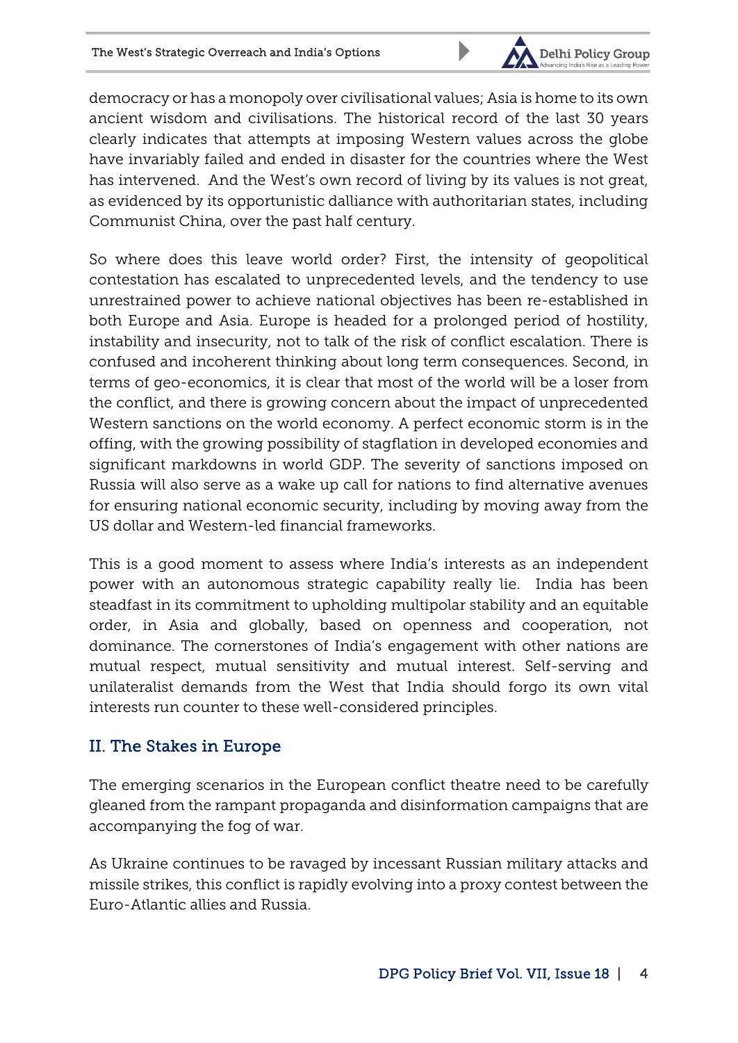democracy or has a monopoly over civilisational values; Asia is home to its own ancient wisdom and civilisations. The historical record of the last 30 years clearly indicates that attempts at imposing Western values across the globe have invariably failed and ended in disaster for the countries where the West has intervened. And the West's own record of living by its values is not great, as evidenced by its opportunistic dalliance with authoritarian states, including Communist China, over the past half century.

So where does this leave world order? First, the intensity of geopolitical contestation has escalated to unprecedented levels, and the tendency to use unrestrained power to achieve national objectives has been re-established in both Europe and Asia. Europe is headed for a prolonged period of hostility, instability and insecurity, not to talk of the risk of conflict escalation. There is confused and incoherent thinking about long term consequences. Second, in terms of geo-economics, it is clear that most of the world will be a loser from the conflict, and there is growing concern about the impact of unprecedented Western sanctions on the world economy. A perfect economic storm is in the offing, with the growing possibility of stagflation in developed economies and significant markdowns in world GDP. The severity of sanctions imposed on Russia will also serve as a wake up call for nations to find alternative avenues for ensuring national economic security, including by moving away from the US dollar and Western-led financial frameworks.

This is a good moment to assess where India's interests as an independent power with an autonomous strategic capability really lie. India has been steadfast in its commitment to upholding multipolar stability and an equitable order, in Asia and globally, based on openness and cooperation, not dominance. The cornerstones of India's engagement with other nations are mutual respect, mutual sensitivity and mutual interest. Self-serving and unilateralist demands from the West that India should forgo its own vital interests run counter to these well-considered principles.

## II. The Stakes in Europe

The emerging scenarios in the European conflict theatre need to be carefully gleaned from the rampant propaganda and disinformation campaigns that are accompanying the fog of war.

As Ukraine continues to be ravaged by incessant Russian military attacks and missile strikes, this conflict is rapidly evolving into a proxy contest between the Euro-Atlantic allies and Russia.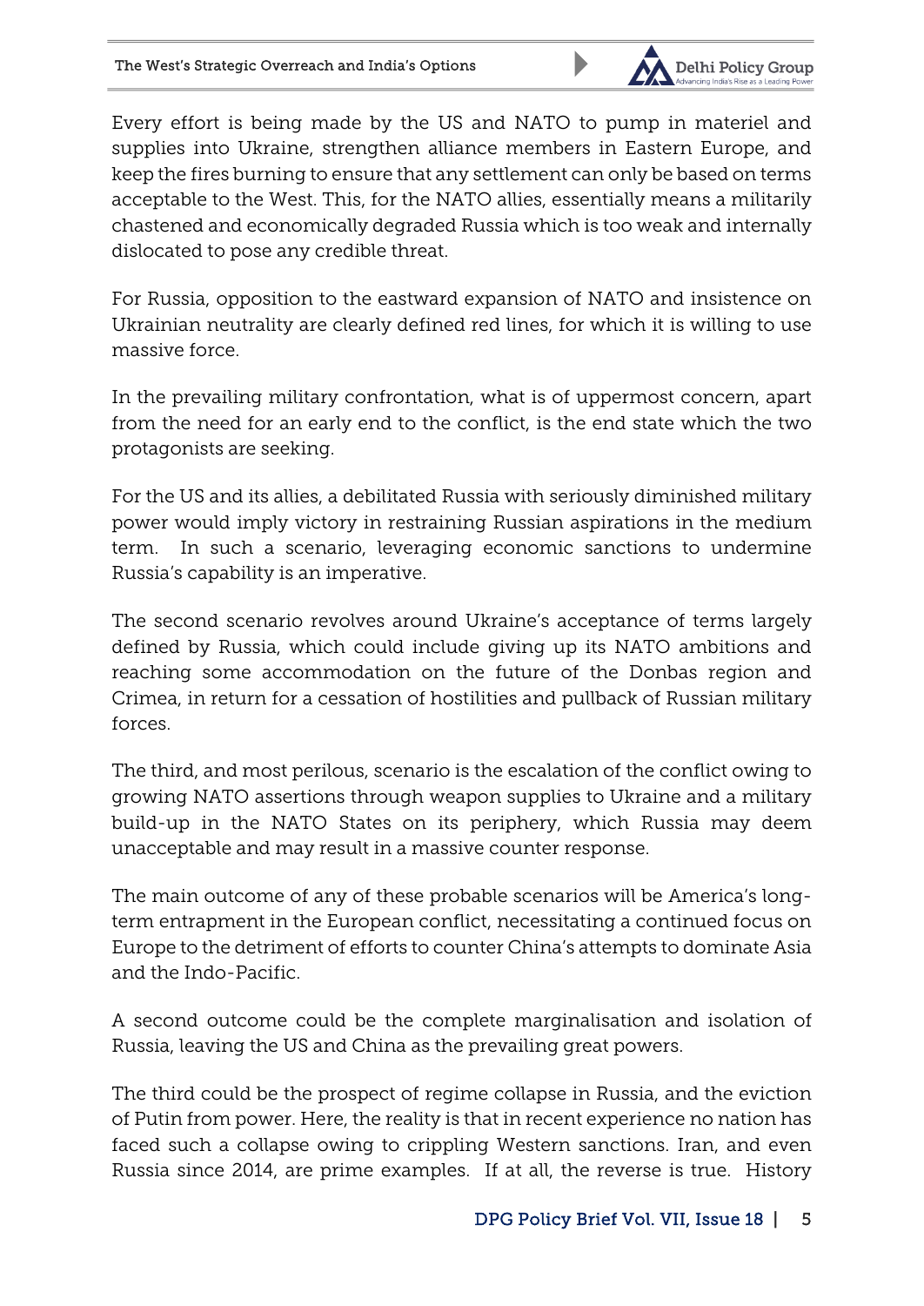Every effort is being made by the US and NATO to pump in materiel and supplies into Ukraine, strengthen alliance members in Eastern Europe, and keep the fires burning to ensure that any settlement can only be based on terms acceptable to the West. This, for the NATO allies, essentially means a militarily chastened and economically degraded Russia which is too weak and internally dislocated to pose any credible threat.

For Russia, opposition to the eastward expansion of NATO and insistence on Ukrainian neutrality are clearly defined red lines, for which it is willing to use massive force.

In the prevailing military confrontation, what is of uppermost concern, apart from the need for an early end to the conflict, is the end state which the two protagonists are seeking.

For the US and its allies, a debilitated Russia with seriously diminished military power would imply victory in restraining Russian aspirations in the medium term. In such a scenario, leveraging economic sanctions to undermine Russia's capability is an imperative.

The second scenario revolves around Ukraine's acceptance of terms largely defined by Russia, which could include giving up its NATO ambitions and reaching some accommodation on the future of the Donbas region and Crimea, in return for a cessation of hostilities and pullback of Russian military forces.

The third, and most perilous, scenario is the escalation of the conflict owing to growing NATO assertions through weapon supplies to Ukraine and a military build-up in the NATO States on its periphery, which Russia may deem unacceptable and may result in a massive counter response.

The main outcome of any of these probable scenarios will be America's long-term entrapment in the European conflict, necessitating a continued focus on Europe to the detriment of efforts to counter China's attempts to dominate Asia and the Indo-Pacific.

A second outcome could be the complete marginalisation and isolation of Russia, leaving the US and China as the prevailing great powers.

The third could be the prospect of regime collapse in Russia, and the eviction of Putin from power. Here, the reality is that in recent experience no nation has faced such a collapse owing to crippling Western sanctions. Iran, and even Russia since 2014, are prime examples. If at all, the reverse is true. History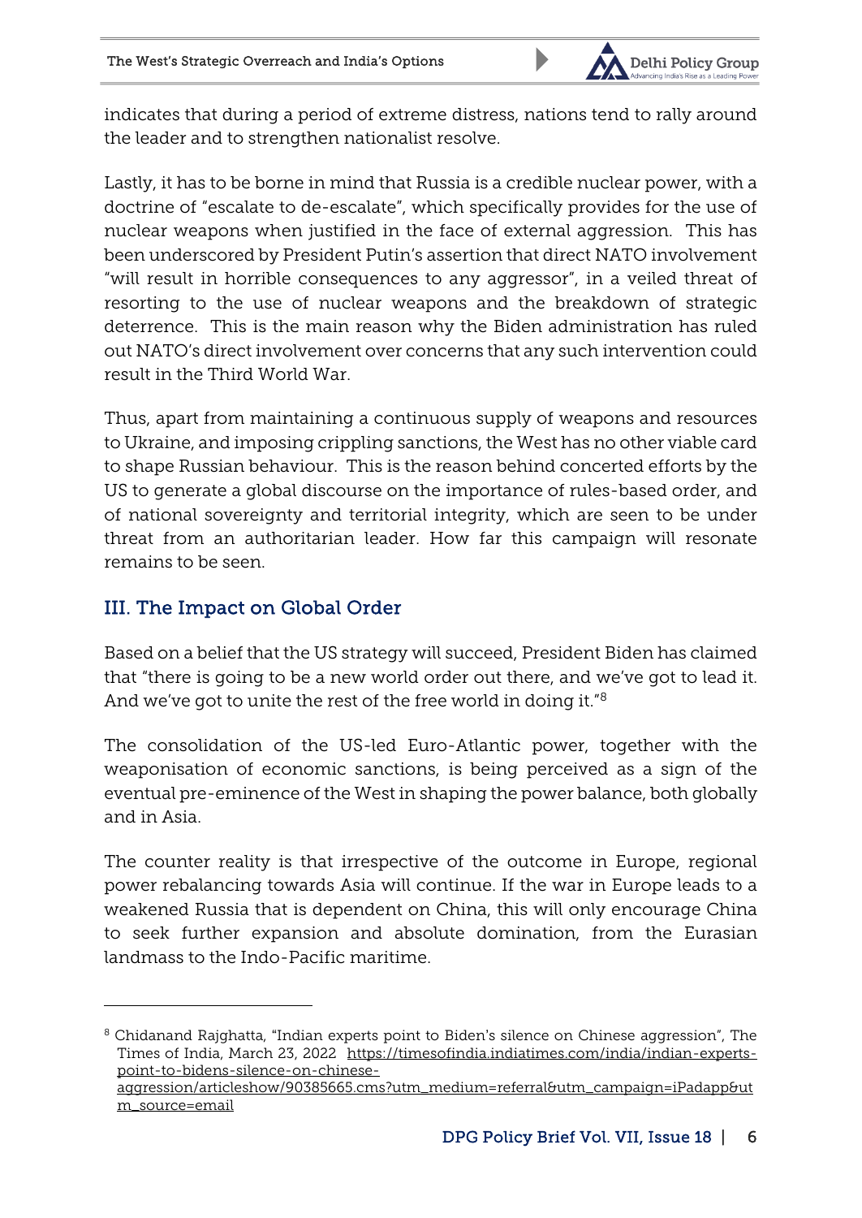indicates that during a period of extreme distress, nations tend to rally around the leader and to strengthen nationalist resolve.

Lastly, it has to be borne in mind that Russia is a credible nuclear power, with a doctrine of "escalate to de-escalate", which specifically provides for the use of nuclear weapons when justified in the face of external aggression. This has been underscored by President Putin's assertion that direct NATO involvement "will result in horrible consequences to any aggressor", in a veiled threat of resorting to the use of nuclear weapons and the breakdown of strategic deterrence. This is the main reason why the Biden administration has ruled out NATO's direct involvement over concerns that any such intervention could result in the Third World War.

Thus, apart from maintaining a continuous supply of weapons and resources to Ukraine, and imposing crippling sanctions, the West has no other viable card to shape Russian behaviour. This is the reason behind concerted efforts by the US to generate a global discourse on the importance of rules-based order, and of national sovereignty and territorial integrity, which are seen to be under threat from an authoritarian leader. How far this campaign will resonate remains to be seen.

## III. The Impact on Global Order

Based on a belief that the US strategy will succeed, President Biden has claimed that "there is going to be a new world order out there, and we've got to lead it. And we've got to unite the rest of the free world in doing it."[8]

The consolidation of the US-led Euro-Atlantic power, together with the weaponisation of economic sanctions, is being perceived as a sign of the eventual pre-eminence of the West in shaping the power balance, both globally and in Asia.

The counter reality is that irrespective of the outcome in Europe, regional power rebalancing towards Asia will continue. If the war in Europe leads to a weakened Russia that is dependent on China, this will only encourage China to seek further expansion and absolute domination, from the Eurasian landmass to the Indo-Pacific maritime.

---

[8] Chidanand Rajghatta, "Indian experts point to Biden's silence on Chinese aggression", The Times of India, March 23, 2022 https://timesofindia.indiatimes.com/india/indian-experts-point-to-bidens-silence-on-chinese-aggression/articleshow/90385665.cms?utm_medium=referral&utm_campaign=iPadapp&utm_source=email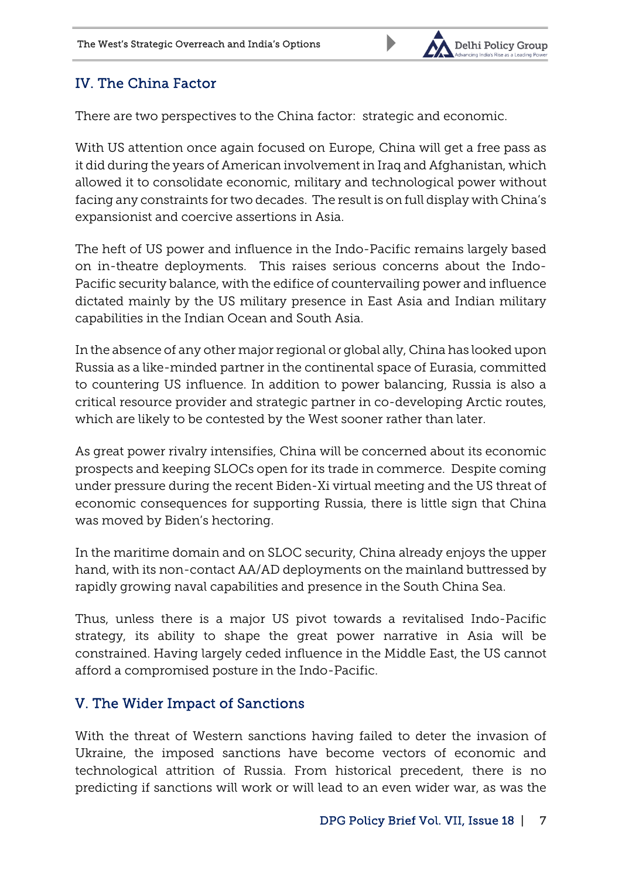## IV. The China Factor

There are two perspectives to the China factor: strategic and economic.

With US attention once again focused on Europe, China will get a free pass as it did during the years of American involvement in Iraq and Afghanistan, which allowed it to consolidate economic, military and technological power without facing any constraints for two decades. The result is on full display with China's expansionist and coercive assertions in Asia.

The heft of US power and influence in the Indo-Pacific remains largely based on in-theatre deployments. This raises serious concerns about the Indo-Pacific security balance, with the edifice of countervailing power and influence dictated mainly by the US military presence in East Asia and Indian military capabilities in the Indian Ocean and South Asia.

In the absence of any other major regional or global ally, China has looked upon Russia as a like-minded partner in the continental space of Eurasia, committed to countering US influence. In addition to power balancing, Russia is also a critical resource provider and strategic partner in co-developing Arctic routes, which are likely to be contested by the West sooner rather than later.

As great power rivalry intensifies, China will be concerned about its economic prospects and keeping SLOCs open for its trade in commerce. Despite coming under pressure during the recent Biden-Xi virtual meeting and the US threat of economic consequences for supporting Russia, there is little sign that China was moved by Biden's hectoring.

In the maritime domain and on SLOC security, China already enjoys the upper hand, with its non-contact AA/AD deployments on the mainland buttressed by rapidly growing naval capabilities and presence in the South China Sea.

Thus, unless there is a major US pivot towards a revitalised Indo-Pacific strategy, its ability to shape the great power narrative in Asia will be constrained. Having largely ceded influence in the Middle East, the US cannot afford a compromised posture in the Indo-Pacific.

## V. The Wider Impact of Sanctions

With the threat of Western sanctions having failed to deter the invasion of Ukraine, the imposed sanctions have become vectors of economic and technological attrition of Russia. From historical precedent, there is no predicting if sanctions will work or will lead to an even wider war, as was the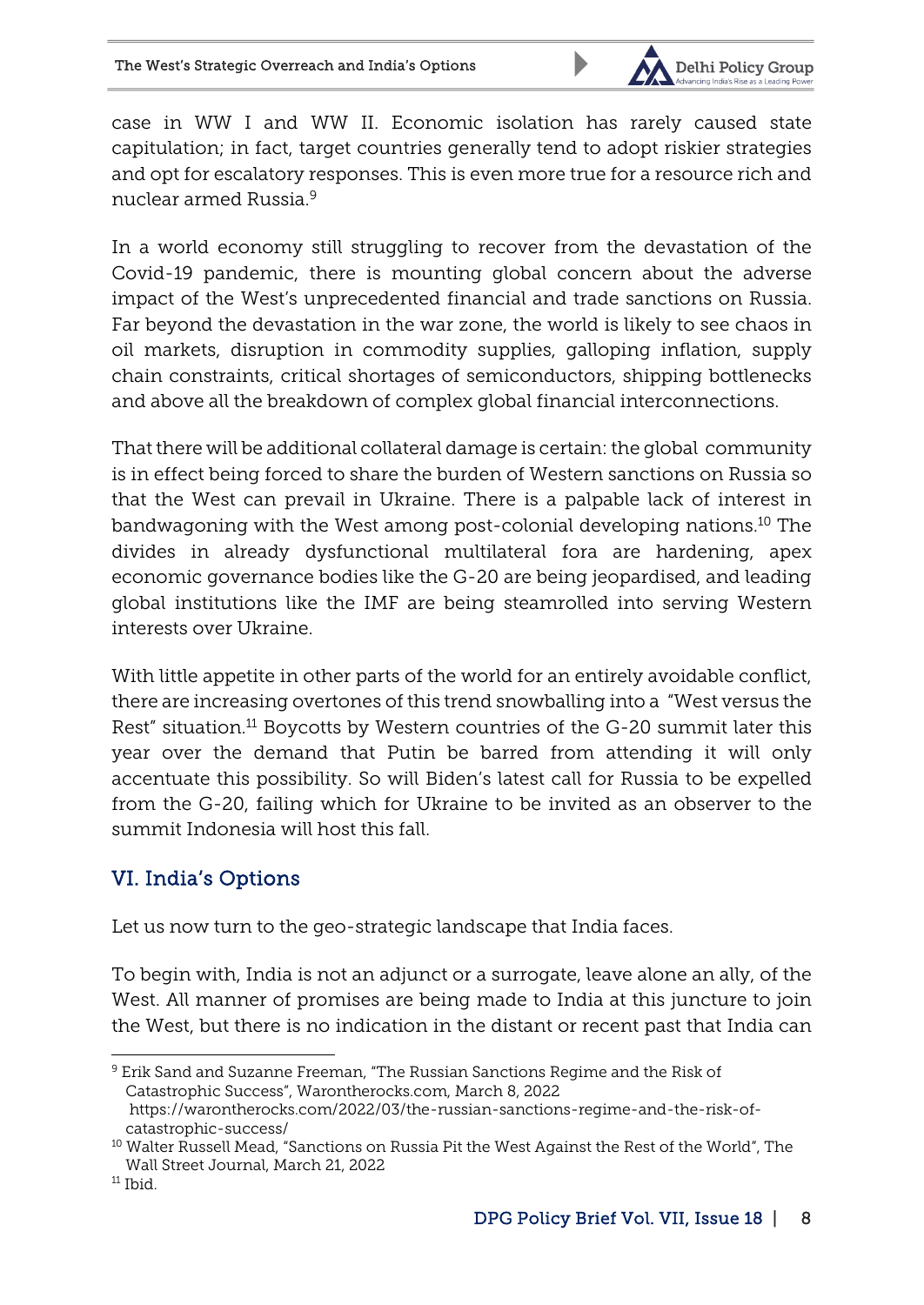case in WW I and WW II. Economic isolation has rarely caused state capitulation; in fact, target countries generally tend to adopt riskier strategies and opt for escalatory responses. This is even more true for a resource rich and nuclear armed Russia.[9]

In a world economy still struggling to recover from the devastation of the Covid-19 pandemic, there is mounting global concern about the adverse impact of the West's unprecedented financial and trade sanctions on Russia. Far beyond the devastation in the war zone, the world is likely to see chaos in oil markets, disruption in commodity supplies, galloping inflation, supply chain constraints, critical shortages of semiconductors, shipping bottlenecks and above all the breakdown of complex global financial interconnections.

That there will be additional collateral damage is certain: the global community is in effect being forced to share the burden of Western sanctions on Russia so that the West can prevail in Ukraine. There is a palpable lack of interest in bandwagoning with the West among post-colonial developing nations.[10] The divides in already dysfunctional multilateral fora are hardening, apex economic governance bodies like the G-20 are being jeopardised, and leading global institutions like the IMF are being steamrolled into serving Western interests over Ukraine.

With little appetite in other parts of the world for an entirely avoidable conflict, there are increasing overtones of this trend snowballing into a "West versus the Rest" situation.[11] Boycotts by Western countries of the G-20 summit later this year over the demand that Putin be barred from attending it will only accentuate this possibility. So will Biden's latest call for Russia to be expelled from the G-20, failing which for Ukraine to be invited as an observer to the summit Indonesia will host this fall.

## VI. India's Options

Let us now turn to the geo-strategic landscape that India faces.

To begin with, India is not an adjunct or a surrogate, leave alone an ally, of the West. All manner of promises are being made to India at this juncture to join the West, but there is no indication in the distant or recent past that India can

---

[9] Erik Sand and Suzanne Freeman, "The Russian Sanctions Regime and the Risk of Catastrophic Success", Warontherocks.com, March 8, 2022 https://warontherocks.com/2022/03/the-russian-sanctions-regime-and-the-risk-of-catastrophic-success/

[10] Walter Russell Mead, "Sanctions on Russia Pit the West Against the Rest of the World", The Wall Street Journal, March 21, 2022

[11] Ibid.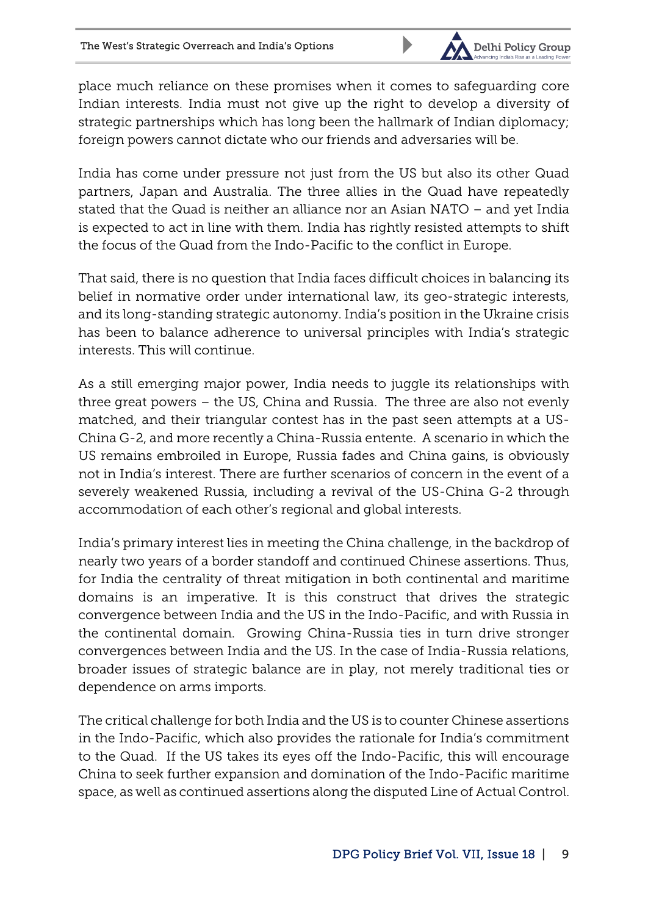place much reliance on these promises when it comes to safeguarding core Indian interests. India must not give up the right to develop a diversity of strategic partnerships which has long been the hallmark of Indian diplomacy; foreign powers cannot dictate who our friends and adversaries will be.

India has come under pressure not just from the US but also its other Quad partners, Japan and Australia. The three allies in the Quad have repeatedly stated that the Quad is neither an alliance nor an Asian NATO – and yet India is expected to act in line with them. India has rightly resisted attempts to shift the focus of the Quad from the Indo-Pacific to the conflict in Europe.

That said, there is no question that India faces difficult choices in balancing its belief in normative order under international law, its geo-strategic interests, and its long-standing strategic autonomy. India's position in the Ukraine crisis has been to balance adherence to universal principles with India's strategic interests. This will continue.

As a still emerging major power, India needs to juggle its relationships with three great powers – the US, China and Russia. The three are also not evenly matched, and their triangular contest has in the past seen attempts at a US-China G-2, and more recently a China-Russia entente. A scenario in which the US remains embroiled in Europe, Russia fades and China gains, is obviously not in India's interest. There are further scenarios of concern in the event of a severely weakened Russia, including a revival of the US-China G-2 through accommodation of each other's regional and global interests.

India's primary interest lies in meeting the China challenge, in the backdrop of nearly two years of a border standoff and continued Chinese assertions. Thus, for India the centrality of threat mitigation in both continental and maritime domains is an imperative. It is this construct that drives the strategic convergence between India and the US in the Indo-Pacific, and with Russia in the continental domain. Growing China-Russia ties in turn drive stronger convergences between India and the US. In the case of India-Russia relations, broader issues of strategic balance are in play, not merely traditional ties or dependence on arms imports.

The critical challenge for both India and the US is to counter Chinese assertions in the Indo-Pacific, which also provides the rationale for India's commitment to the Quad. If the US takes its eyes off the Indo-Pacific, this will encourage China to seek further expansion and domination of the Indo-Pacific maritime space, as well as continued assertions along the disputed Line of Actual Control.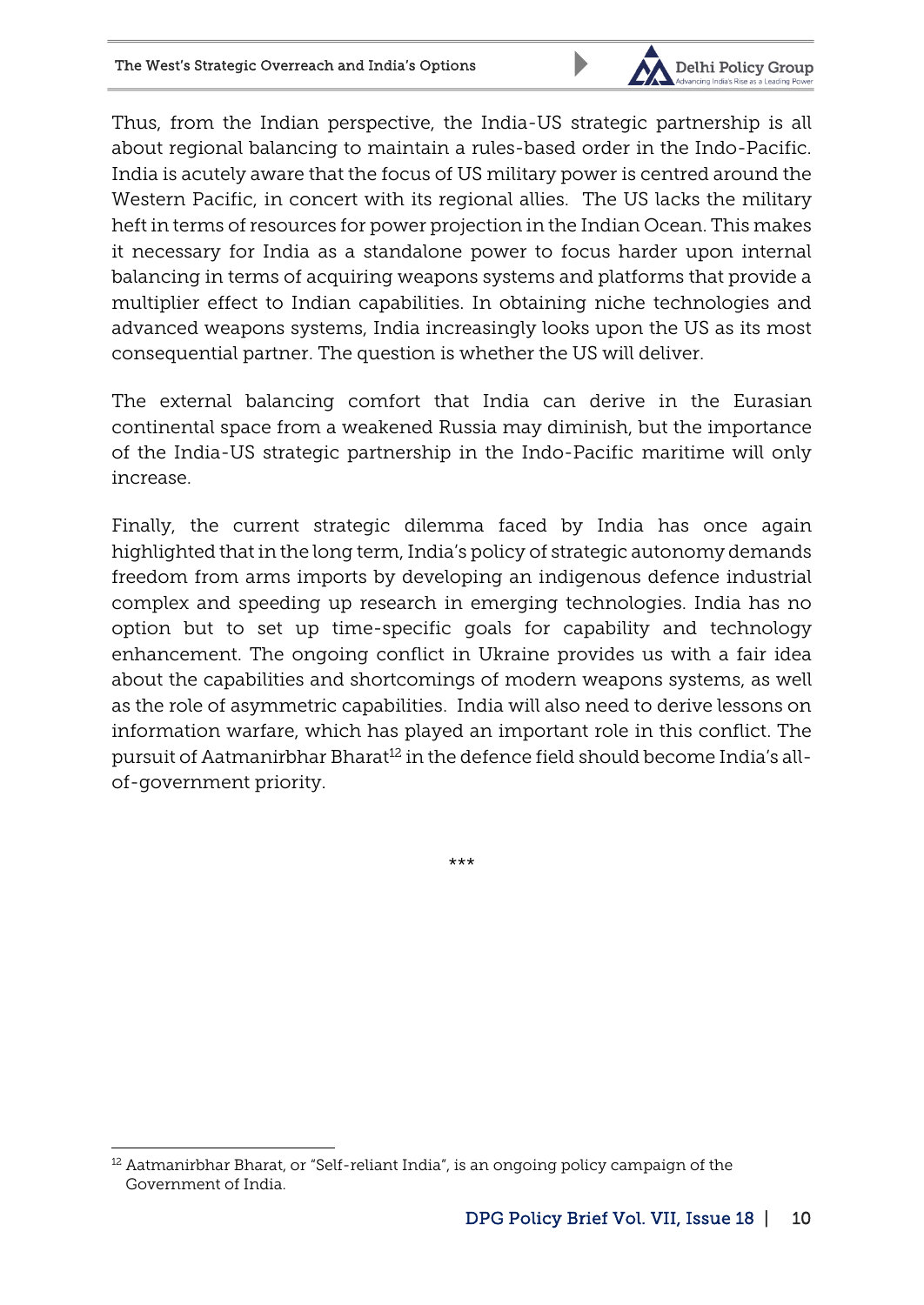Thus, from the Indian perspective, the India-US strategic partnership is all about regional balancing to maintain a rules-based order in the Indo-Pacific. India is acutely aware that the focus of US military power is centred around the Western Pacific, in concert with its regional allies. The US lacks the military heft in terms of resources for power projection in the Indian Ocean. This makes it necessary for India as a standalone power to focus harder upon internal balancing in terms of acquiring weapons systems and platforms that provide a multiplier effect to Indian capabilities. In obtaining niche technologies and advanced weapons systems, India increasingly looks upon the US as its most consequential partner. The question is whether the US will deliver.

The external balancing comfort that India can derive in the Eurasian continental space from a weakened Russia may diminish, but the importance of the India-US strategic partnership in the Indo-Pacific maritime will only increase.

Finally, the current strategic dilemma faced by India has once again highlighted that in the long term, India's policy of strategic autonomy demands freedom from arms imports by developing an indigenous defence industrial complex and speeding up research in emerging technologies. India has no option but to set up time-specific goals for capability and technology enhancement. The ongoing conflict in Ukraine provides us with a fair idea about the capabilities and shortcomings of modern weapons systems, as well as the role of asymmetric capabilities. India will also need to derive lessons on information warfare, which has played an important role in this conflict. The pursuit of Aatmanirbhar Bharat[12] in the defence field should become India's all-of-government priority.

***

[12] Aatmanirbhar Bharat, or "Self-reliant India", is an ongoing policy campaign of the Government of India.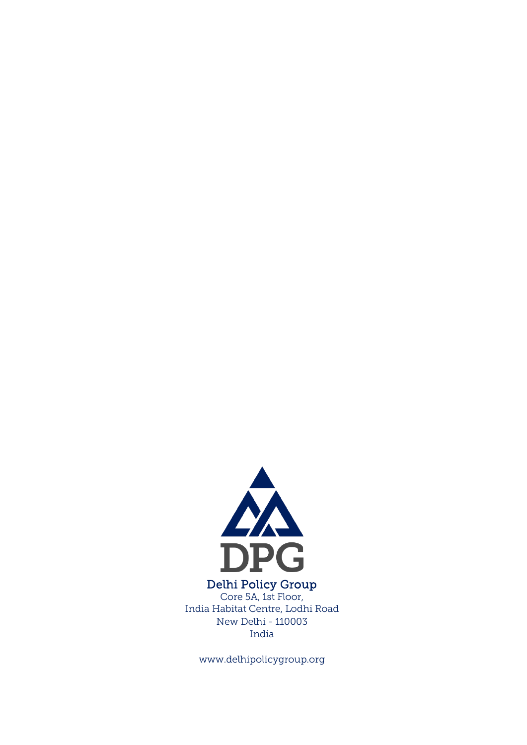DPG

Delhi Policy Group
Core 5A, 1st Floor,
India Habitat Centre, Lodhi Road
New Delhi - 110003
India

www.delhipolicygroup.org